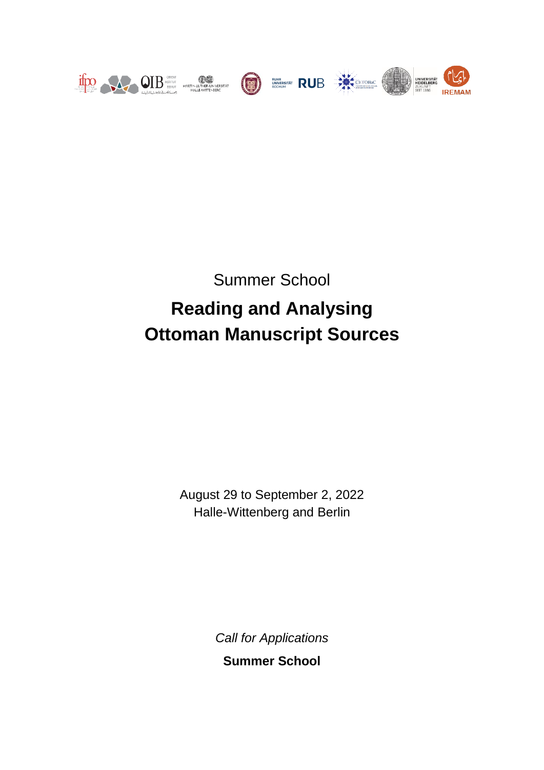Summer School

# Reading and Analysing Ottoman Manuscript Sources

August 29 to September 2, 2022
Halle-Wittenberg and Berlin

*Call for Applications*

**Summer School**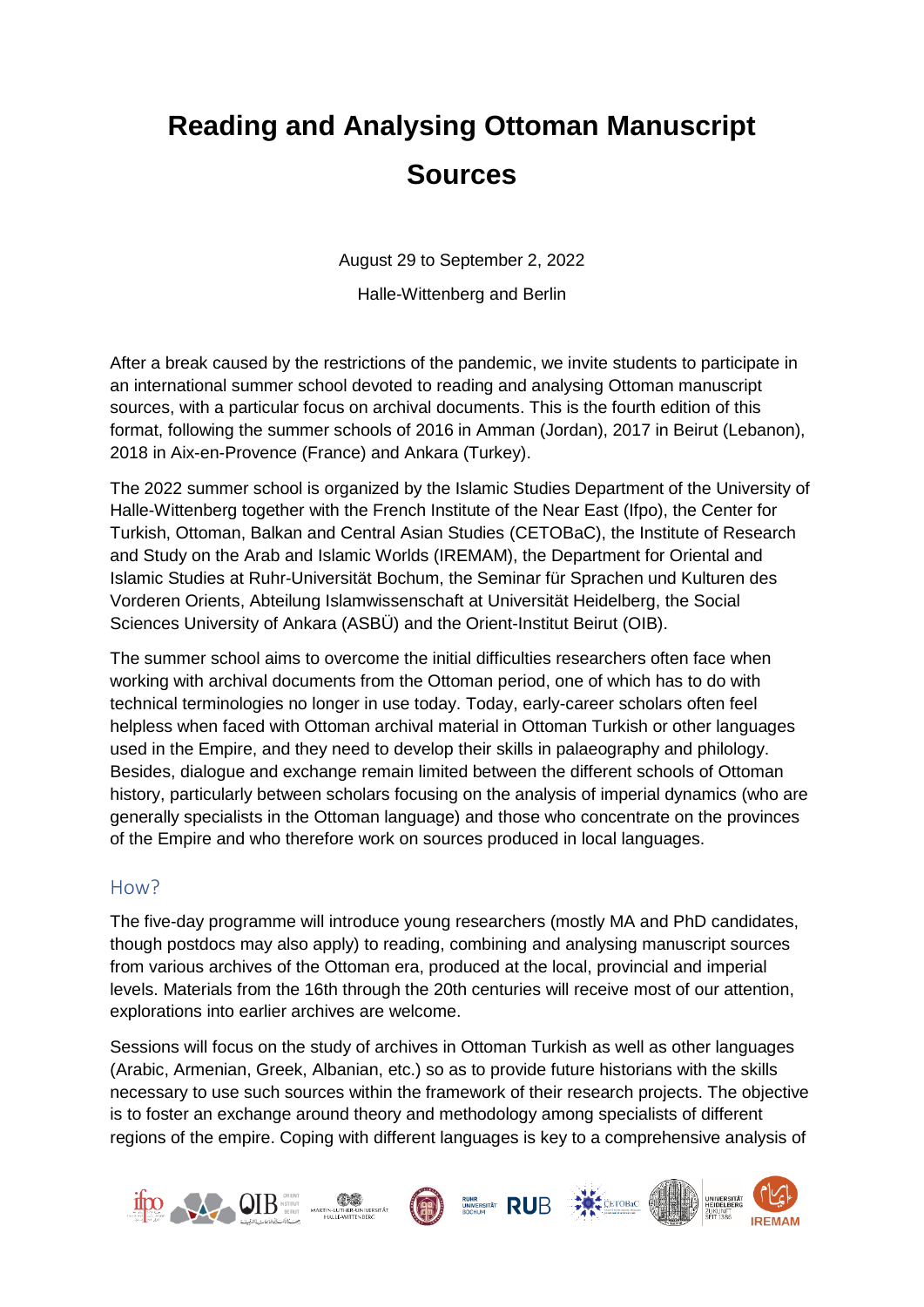# Reading and Analysing Ottoman Manuscript Sources

August 29 to September 2, 2022

Halle-Wittenberg and Berlin

After a break caused by the restrictions of the pandemic, we invite students to participate in an international summer school devoted to reading and analysing Ottoman manuscript sources, with a particular focus on archival documents. This is the fourth edition of this format, following the summer schools of 2016 in Amman (Jordan), 2017 in Beirut (Lebanon), 2018 in Aix-en-Provence (France) and Ankara (Turkey).

The 2022 summer school is organized by the Islamic Studies Department of the University of Halle-Wittenberg together with the French Institute of the Near East (Ifpo), the Center for Turkish, Ottoman, Balkan and Central Asian Studies (CETOBaC), the Institute of Research and Study on the Arab and Islamic Worlds (IREMAM), the Department for Oriental and Islamic Studies at Ruhr-Universität Bochum, the Seminar für Sprachen und Kulturen des Vorderen Orients, Abteilung Islamwissenschaft at Universität Heidelberg, the Social Sciences University of Ankara (ASBÜ) and the Orient-Institut Beirut (OIB).

The summer school aims to overcome the initial difficulties researchers often face when working with archival documents from the Ottoman period, one of which has to do with technical terminologies no longer in use today. Today, early-career scholars often feel helpless when faced with Ottoman archival material in Ottoman Turkish or other languages used in the Empire, and they need to develop their skills in palaeography and philology. Besides, dialogue and exchange remain limited between the different schools of Ottoman history, particularly between scholars focusing on the analysis of imperial dynamics (who are generally specialists in the Ottoman language) and those who concentrate on the provinces of the Empire and who therefore work on sources produced in local languages.

## How?

The five-day programme will introduce young researchers (mostly MA and PhD candidates, though postdocs may also apply) to reading, combining and analysing manuscript sources from various archives of the Ottoman era, produced at the local, provincial and imperial levels. Materials from the 16th through the 20th centuries will receive most of our attention, explorations into earlier archives are welcome.

Sessions will focus on the study of archives in Ottoman Turkish as well as other languages (Arabic, Armenian, Greek, Albanian, etc.) so as to provide future historians with the skills necessary to use such sources within the framework of their research projects. The objective is to foster an exchange around theory and methodology among specialists of different regions of the empire. Coping with different languages is key to a comprehensive analysis of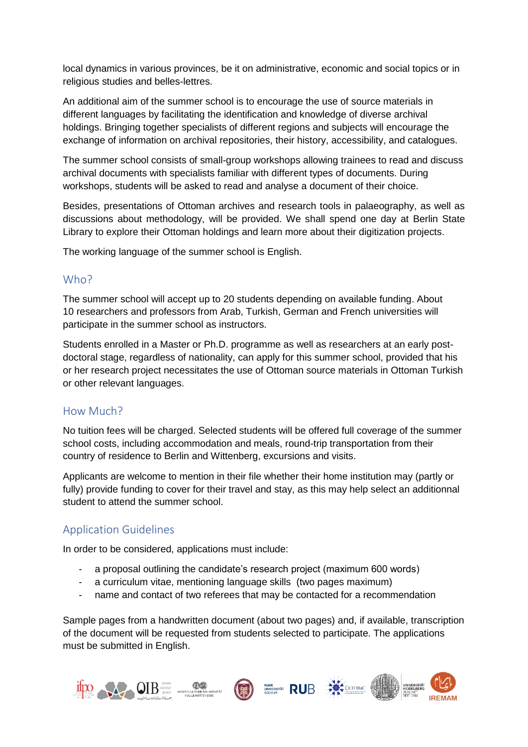local dynamics in various provinces, be it on administrative, economic and social topics or in religious studies and belles-lettres.

An additional aim of the summer school is to encourage the use of source materials in different languages by facilitating the identification and knowledge of diverse archival holdings. Bringing together specialists of different regions and subjects will encourage the exchange of information on archival repositories, their history, accessibility, and catalogues.

The summer school consists of small-group workshops allowing trainees to read and discuss archival documents with specialists familiar with different types of documents. During workshops, students will be asked to read and analyse a document of their choice.

Besides, presentations of Ottoman archives and research tools in palaeography, as well as discussions about methodology, will be provided. We shall spend one day at Berlin State Library to explore their Ottoman holdings and learn more about their digitization projects.

The working language of the summer school is English.

## Who?

The summer school will accept up to 20 students depending on available funding. About 10 researchers and professors from Arab, Turkish, German and French universities will participate in the summer school as instructors.

Students enrolled in a Master or Ph.D. programme as well as researchers at an early post-doctoral stage, regardless of nationality, can apply for this summer school, provided that his or her research project necessitates the use of Ottoman source materials in Ottoman Turkish or other relevant languages.

## How Much?

No tuition fees will be charged. Selected students will be offered full coverage of the summer school costs, including accommodation and meals, round-trip transportation from their country of residence to Berlin and Wittenberg, excursions and visits.

Applicants are welcome to mention in their file whether their home institution may (partly or fully) provide funding to cover for their travel and stay, as this may help select an additionnal student to attend the summer school.

## Application Guidelines

In order to be considered, applications must include:

- a proposal outlining the candidate's research project (maximum 600 words)
- a curriculum vitae, mentioning language skills (two pages maximum)
- name and contact of two referees that may be contacted for a recommendation

Sample pages from a handwritten document (about two pages) and, if available, transcription of the document will be requested from students selected to participate. The applications must be submitted in English.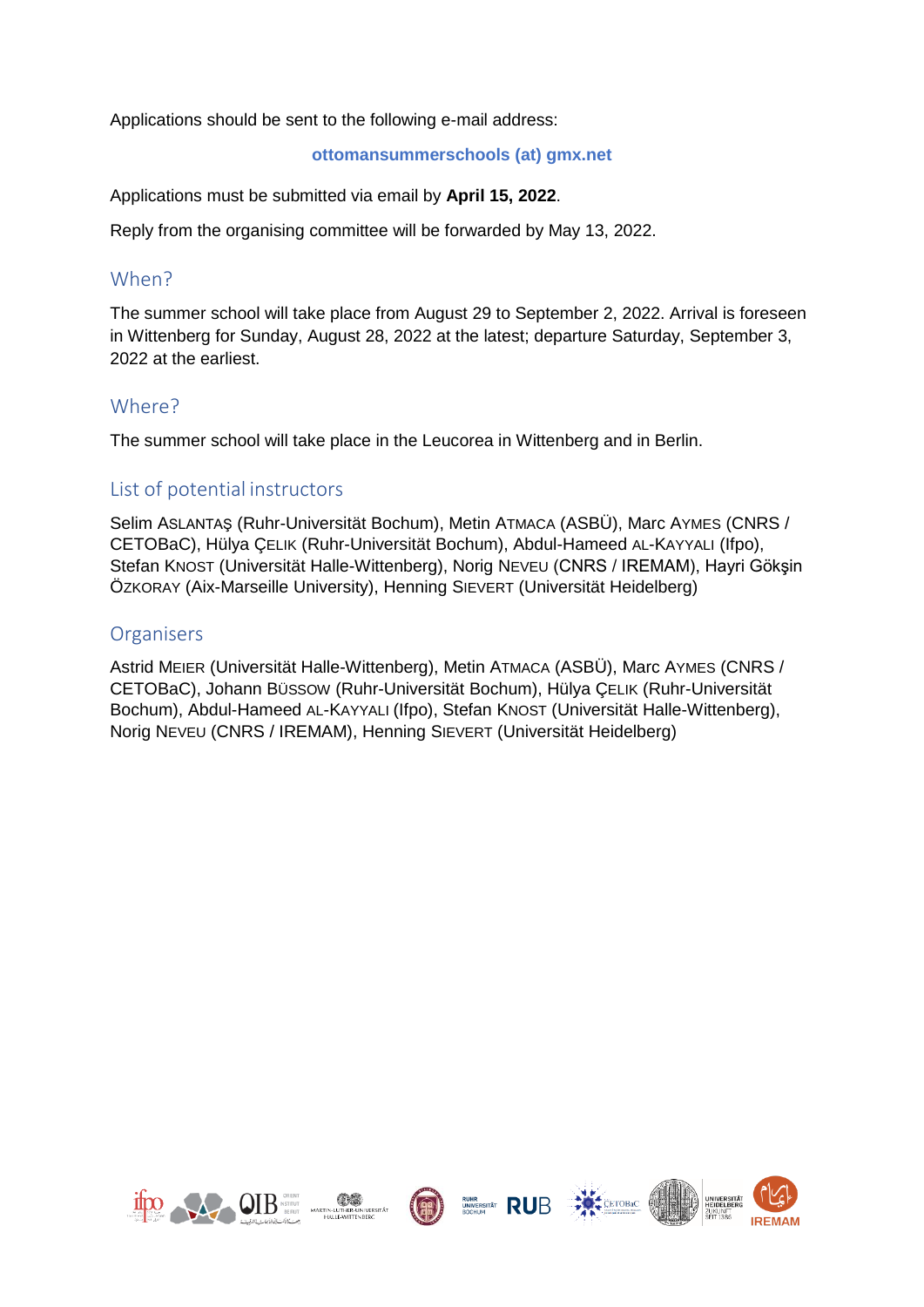Applications should be sent to the following e-mail address:

**ottomansummerschools (at) gmx.net**

Applications must be submitted via email by **April 15, 2022**.

Reply from the organising committee will be forwarded by May 13, 2022.

## When?

The summer school will take place from August 29 to September 2, 2022. Arrival is foreseen in Wittenberg for Sunday, August 28, 2022 at the latest; departure Saturday, September 3, 2022 at the earliest.

## Where?

The summer school will take place in the Leucorea in Wittenberg and in Berlin.

## List of potential instructors

Selim ASLANTAŞ (Ruhr-Universität Bochum), Metin ATMACA (ASBÜ), Marc AYMES (CNRS / CETOBaC), Hülya ÇELIK (Ruhr-Universität Bochum), Abdul-Hameed AL-KAYYALI (Ifpo), Stefan KNOST (Universität Halle-Wittenberg), Norig NEVEU (CNRS / IREMAM), Hayri Gökşin ÖZKORAY (Aix-Marseille University), Henning SIEVERT (Universität Heidelberg)

## Organisers

Astrid MEIER (Universität Halle-Wittenberg), Metin ATMACA (ASBÜ), Marc AYMES (CNRS / CETOBaC), Johann BÜSSOW (Ruhr-Universität Bochum), Hülya ÇELIK (Ruhr-Universität Bochum), Abdul-Hameed AL-KAYYALI (Ifpo), Stefan KNOST (Universität Halle-Wittenberg), Norig NEVEU (CNRS / IREMAM), Henning SIEVERT (Universität Heidelberg)